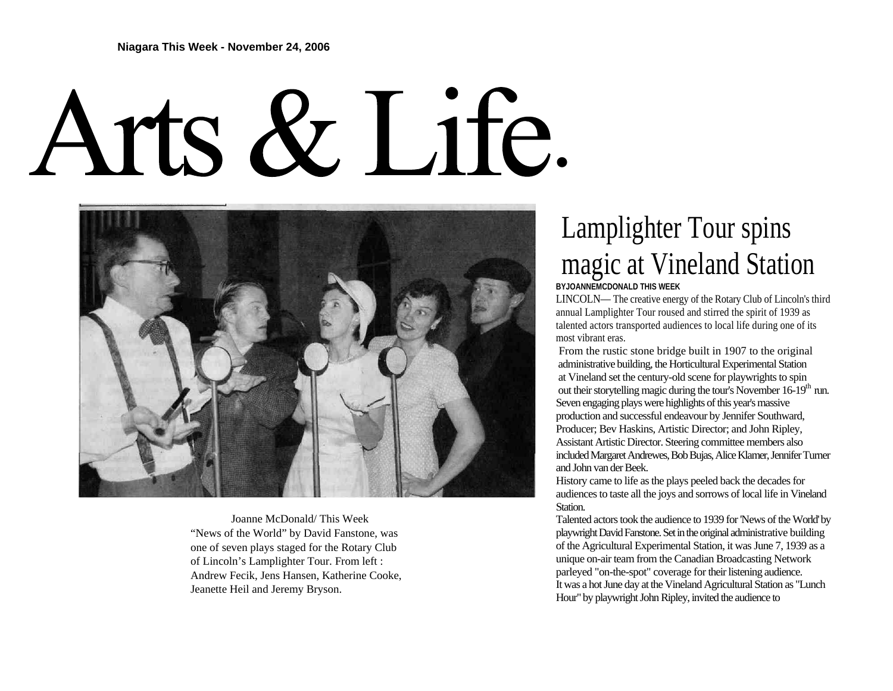Niagara This Week - November 24, 2006

# Arts & Life.

Joanne McDonald/ This Week
"News of the World" by David Fanstone, was one of seven plays staged for the Rotary Club of Lincoln's Lamplighter Tour. From left : Andrew Fecik, Jens Hansen, Katherine Cooke, Jeanette Heil and Jeremy Bryson.

## Lamplighter Tour spins magic at Vineland Station

**BYJOANNEMCDONALD THIS WEEK**

LINCOLN— The creative energy of the Rotary Club of Lincoln's third annual Lamplighter Tour roused and stirred the spirit of 1939 as talented actors transported audiences to local life during one of its most vibrant eras.

From the rustic stone bridge built in 1907 to the original administrative building, the Horticultural Experimental Station at Vineland set the century-old scene for playwrights to spin out their storytelling magic during the tour's November 16-19th run. Seven engaging plays were highlights of this year's massive production and successful endeavour by Jennifer Southward, Producer; Bev Haskins, Artistic Director; and John Ripley, Assistant Artistic Director. Steering committee members also included Margaret Andrewes, Bob Bujas, Alice Klamer, Jennifer Turner and John van der Beek.

History came to life as the plays peeled back the decades for audiences to taste all the joys and sorrows of local life in Vineland Station.

Talented actors took the audience to 1939 for 'News of the World' by playwright David Fanstone. Set in the original administrative building of the Agricultural Experimental Station, it was June 7, 1939 as a unique on-air team from the Canadian Broadcasting Network parleyed "on-the-spot" coverage for their listening audience.

It was a hot June day at the Vineland Agricultural Station as "Lunch Hour" by playwright John Ripley, invited the audience to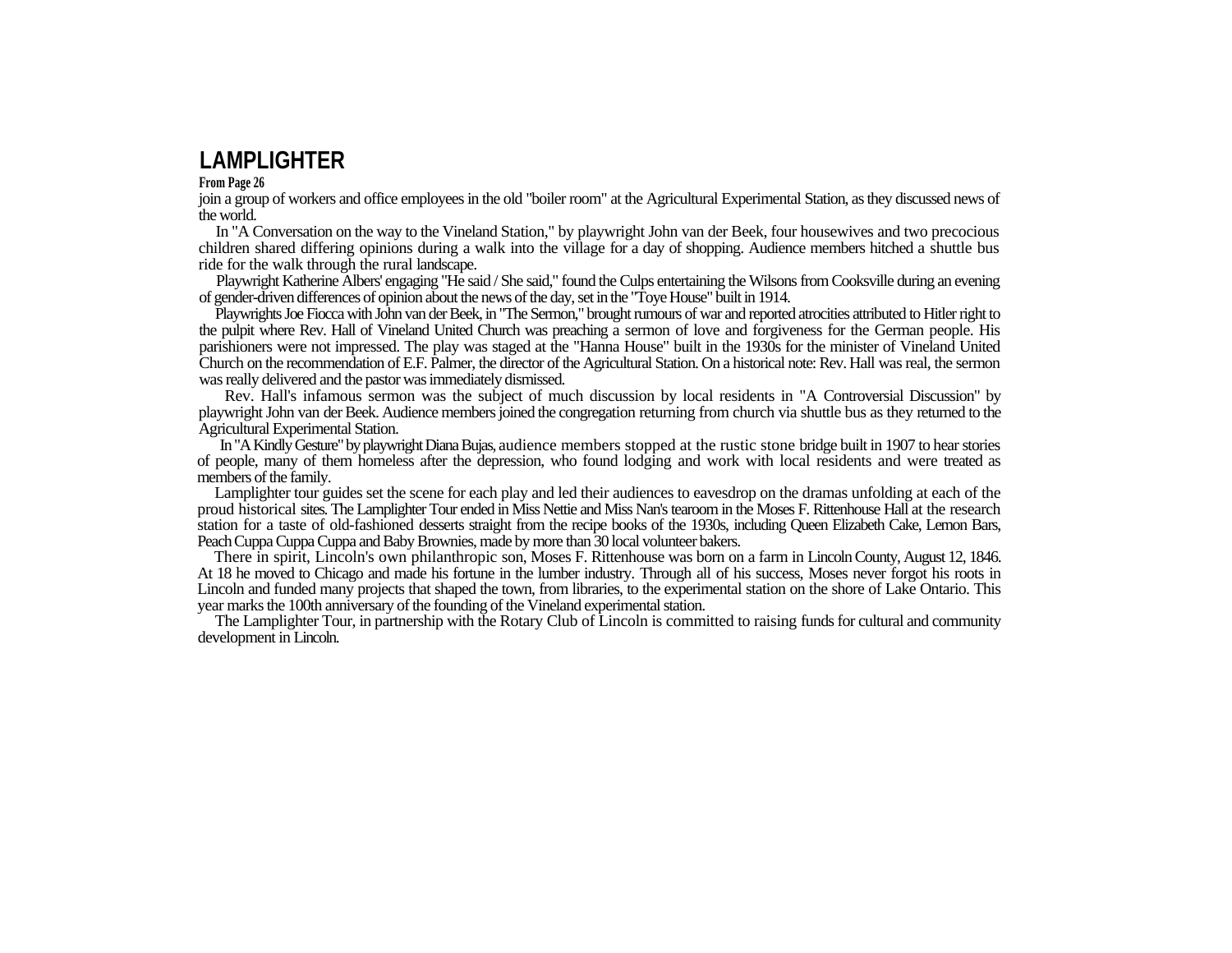# LAMPLIGHTER

**From Page 26**

join a group of workers and office employees in the old "boiler room" at the Agricultural Experimental Station, as they discussed news of the world.

In "A Conversation on the way to the Vineland Station," by playwright John van der Beek, four housewives and two precocious children shared differing opinions during a walk into the village for a day of shopping. Audience members hitched a shuttle bus ride for the walk through the rural landscape.

Playwright Katherine Albers' engaging "He said / She said," found the Culps entertaining the Wilsons from Cooksville during an evening of gender-driven differences of opinion about the news of the day, set in the "Toye House" built in 1914.

Playwrights Joe Fiocca with John van der Beek, in "The Sermon," brought rumours of war and reported atrocities attributed to Hitler right to the pulpit where Rev. Hall of Vineland United Church was preaching a sermon of love and forgiveness for the German people. His parishioners were not impressed. The play was staged at the "Hanna House" built in the 1930s for the minister of Vineland United Church on the recommendation of E.F. Palmer, the director of the Agricultural Station. On a historical note: Rev. Hall was real, the sermon was really delivered and the pastor was immediately dismissed.

Rev. Hall's infamous sermon was the subject of much discussion by local residents in "A Controversial Discussion" by playwright John van der Beek. Audience members joined the congregation returning from church via shuttle bus as they returned to the Agricultural Experimental Station.

In "A Kindly Gesture" by playwright Diana Bujas, audience members stopped at the rustic stone bridge built in 1907 to hear stories of people, many of them homeless after the depression, who found lodging and work with local residents and were treated as members of the family.

Lamplighter tour guides set the scene for each play and led their audiences to eavesdrop on the dramas unfolding at each of the proud historical sites. The Lamplighter Tour ended in Miss Nettie and Miss Nan's tearoom in the Moses F. Rittenhouse Hall at the research station for a taste of old-fashioned desserts straight from the recipe books of the 1930s, including Queen Elizabeth Cake, Lemon Bars, Peach Cuppa Cuppa Cuppa and Baby Brownies, made by more than 30 local volunteer bakers.

There in spirit, Lincoln's own philanthropic son, Moses F. Rittenhouse was born on a farm in Lincoln County, August 12, 1846. At 18 he moved to Chicago and made his fortune in the lumber industry. Through all of his success, Moses never forgot his roots in Lincoln and funded many projects that shaped the town, from libraries, to the experimental station on the shore of Lake Ontario. This year marks the 100th anniversary of the founding of the Vineland experimental station.

The Lamplighter Tour, in partnership with the Rotary Club of Lincoln is committed to raising funds for cultural and community development in Lincoln.